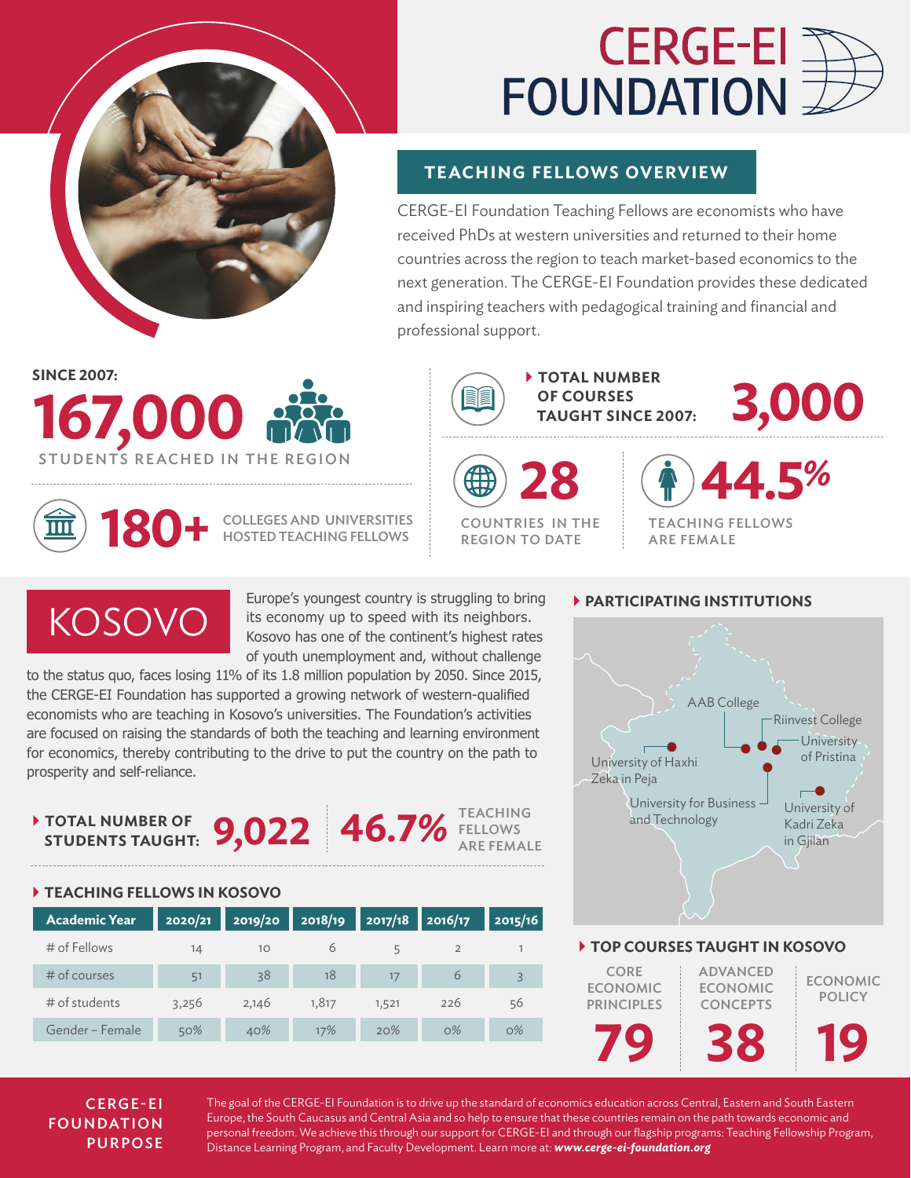# CERGE-EI FOUNDATION

## TEACHING FELLOWS OVERVIEW

CERGE-EI Foundation Teaching Fellows are economists who have received PhDs at western universities and returned to their home countries across the region to teach market-based economics to the next generation. The CERGE-EI Foundation provides these dedicated and inspiring teachers with pedagogical training and financial and professional support.

**SINCE 2007:**

**167,000** STUDENTS REACHED IN THE REGION

**180+** COLLEGES AND UNIVERSITIES HOSTED TEACHING FELLOWS

**TOTAL NUMBER OF COURSES TAUGHT SINCE 2007: 3,000**

**28** COUNTRIES IN THE REGION TO DATE

**44.5%** TEACHING FELLOWS ARE FEMALE

# KOSOVO

Europe's youngest country is struggling to bring its economy up to speed with its neighbors. Kosovo has one of the continent's highest rates of youth unemployment and, without challenge to the status quo, faces losing 11% of its 1.8 million population by 2050. Since 2015, the CERGE-EI Foundation has supported a growing network of western-qualified economists who are teaching in Kosovo's universities. The Foundation's activities are focused on raising the standards of both the teaching and learning environment for economics, thereby contributing to the drive to put the country on the path to prosperity and self-reliance.

**TOTAL NUMBER OF STUDENTS TAUGHT: 9,022**

**46.7%** TEACHING FELLOWS ARE FEMALE

### TEACHING FELLOWS IN KOSOVO

| Academic Year | 2020/21 | 2019/20 | 2018/19 | 2017/18 | 2016/17 | 2015/16 |
|---|---|---|---|---|---|---|
| # of Fellows | 14 | 10 | 6 | 5 | 2 | 1 |
| # of courses | 51 | 38 | 18 | 17 | 6 | 3 |
| # of students | 3,256 | 2,146 | 1,817 | 1,521 | 226 | 56 |
| Gender – Female | 50% | 40% | 17% | 20% | 0% | 0% |

### PARTICIPATING INSTITUTIONS

AAB College
Riinvest College
University of Pristina
University of Haxhi Zeka in Peja
University for Business and Technology
University of Kadri Zeka in Gjilan

### TOP COURSES TAUGHT IN KOSOVO

| CORE ECONOMIC PRINCIPLES | ADVANCED ECONOMIC CONCEPTS | ECONOMIC POLICY |
|---|---|---|
| 79 | 38 | 19 |

**CERGE-EI FOUNDATION PURPOSE**

The goal of the CERGE-EI Foundation is to drive up the standard of economics education across Central, Eastern and South Eastern Europe, the South Caucasus and Central Asia and so help to ensure that these countries remain on the path towards economic and personal freedom. We achieve this through our support for CERGE-EI and through our flagship programs: Teaching Fellowship Program, Distance Learning Program, and Faculty Development. Learn more at: ***www.cerge-ei-foundation.org***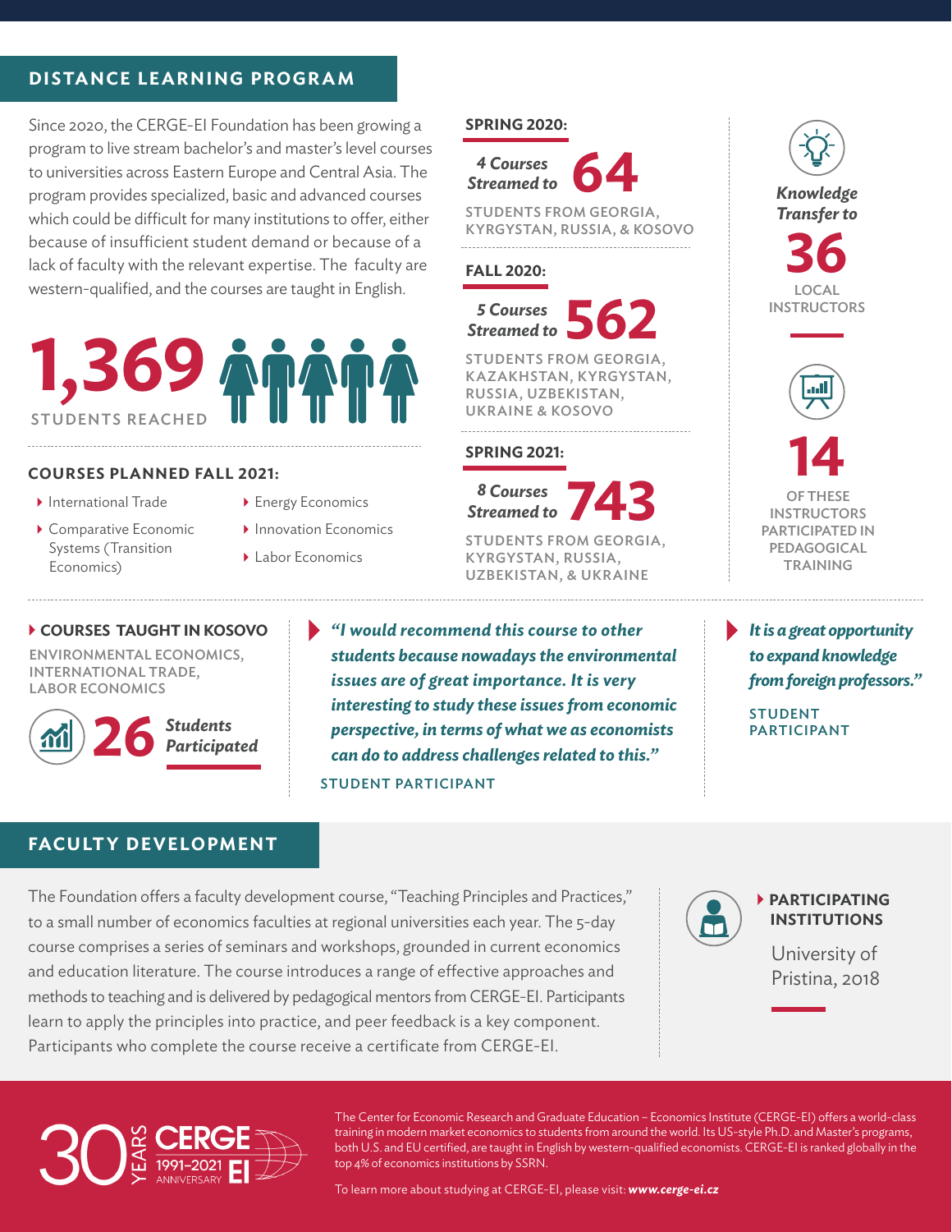## DISTANCE LEARNING PROGRAM

Since 2020, the CERGE-EI Foundation has been growing a program to live stream bachelor's and master's level courses to universities across Eastern Europe and Central Asia. The program provides specialized, basic and advanced courses which could be difficult for many institutions to offer, either because of insufficient student demand or because of a lack of faculty with the relevant expertise. The faculty are western-qualified, and the courses are taught in English.

**1,369**
STUDENTS REACHED

### COURSES PLANNED FALL 2021:

- International Trade
- Comparative Economic Systems (Transition Economics)
- Energy Economics
- Innovation Economics
- Labor Economics

### SPRING 2020:

*4 Courses Streamed to* **64**
STUDENTS FROM GEORGIA, KYRGYSTAN, RUSSIA, & KOSOVO

### FALL 2020:

*5 Courses Streamed to* **562**
STUDENTS FROM GEORGIA, KAZAKHSTAN, KYRGYSTAN, RUSSIA, UZBEKISTAN, UKRAINE & KOSOVO

### SPRING 2021:

*8 Courses Streamed to* **743**
STUDENTS FROM GEORGIA, KYRGYSTAN, RUSSIA, UZBEKISTAN, & UKRAINE

*Knowledge Transfer to*
**36**
LOCAL INSTRUCTORS

**14**
OF THESE INSTRUCTORS PARTICIPATED IN PEDAGOGICAL TRAINING

### COURSES TAUGHT IN KOSOVO

ENVIRONMENTAL ECONOMICS, INTERNATIONAL TRADE, LABOR ECONOMICS

**26** *Students Participated*

*"I would recommend this course to other students because nowadays the environmental issues are of great importance. It is very interesting to study these issues from economic perspective, in terms of what we as economists can do to address challenges related to this."*

STUDENT PARTICIPANT

*It is a great opportunity to expand knowledge from foreign professors."*

STUDENT PARTICIPANT

## FACULTY DEVELOPMENT

The Foundation offers a faculty development course, "Teaching Principles and Practices," to a small number of economics faculties at regional universities each year. The 5-day course comprises a series of seminars and workshops, grounded in current economics and education literature. The course introduces a range of effective approaches and methods to teaching and is delivered by pedagogical mentors from CERGE-EI. Participants learn to apply the principles into practice, and peer feedback is a key component. Participants who complete the course receive a certificate from CERGE-EI.

### PARTICIPATING INSTITUTIONS

University of Pristina, 2018

30 YEARS CERGE-EI 1991–2021 ANNIVERSARY

The Center for Economic Research and Graduate Education – Economics Institute (CERGE-EI) offers a world-class training in modern market economics to students from around the world. Its US-style Ph.D. and Master's programs, both U.S. and EU certified, are taught in English by western-qualified economists. CERGE-EI is ranked globally in the top 4% of economics institutions by SSRN.

To learn more about studying at CERGE-EI, please visit: ***www.cerge-ei.cz***